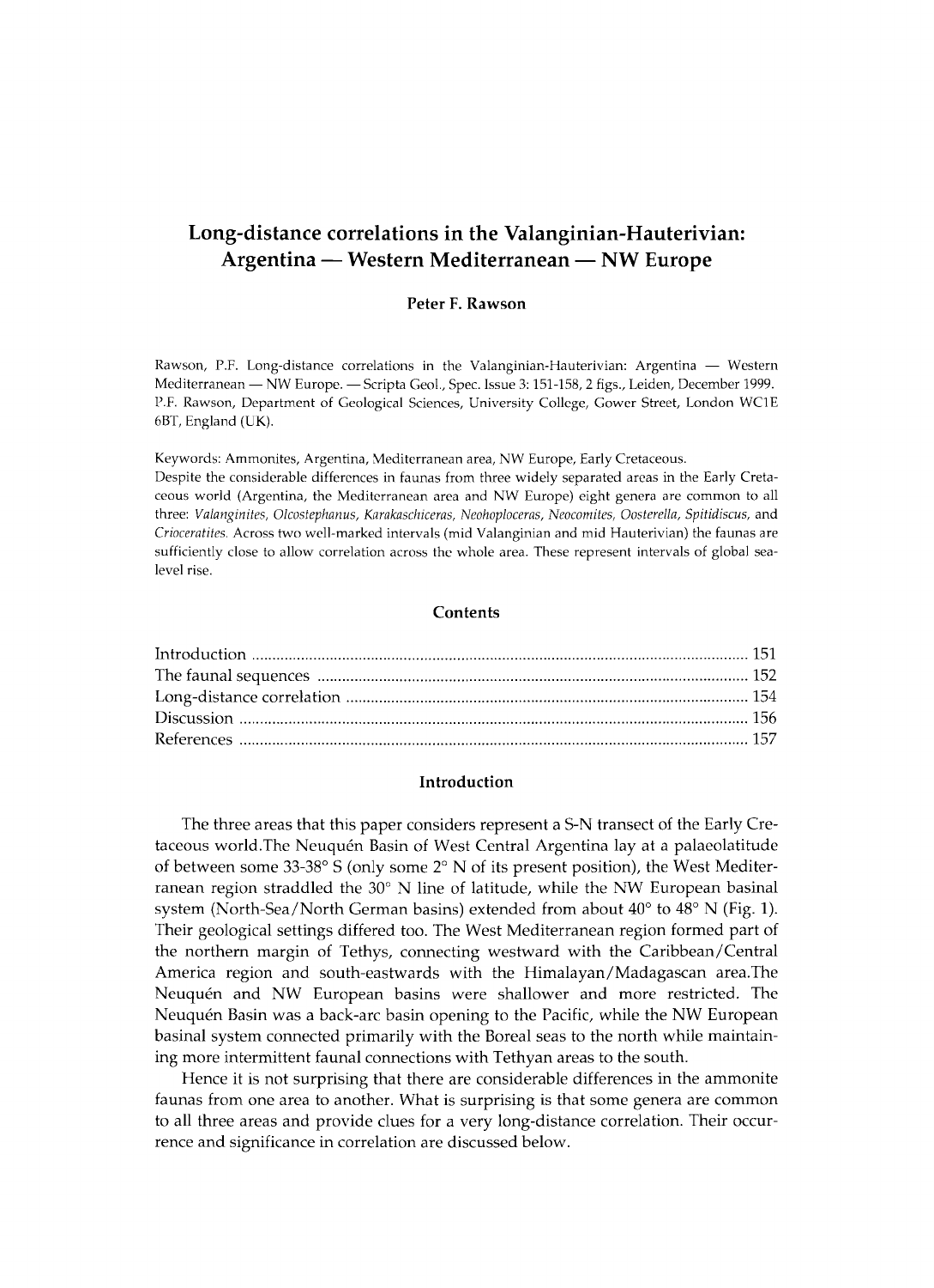# Long-distance correlations in the Valanginian-Hauterivian: Argentina — Western Mediterranean — NW Europe

**Peter F. Rawson**

Rawson, P.F. Long-distance correlations in the Valanginian-Hauterivian: Argentina — Western Mediterranean — NW Europe. — Scripta Geol., Spec. Issue 3: 151-158, 2 figs., Leiden, December 1999.
P.F. Rawson, Department of Geological Sciences, University College, Gower Street, London WC1E 6BT, England (UK).

Keywords: Ammonites, Argentina, Mediterranean area, NW Europe, Early Cretaceous.
Despite the considerable differences in faunas from three widely separated areas in the Early Cretaceous world (Argentina, the Mediterranean area and NW Europe) eight genera are common to all three: *Valanginites, Olcostephanus, Karakaschiceras, Neohoploceras, Neocomites, Oosterella, Spitidiscus,* and *Crioceratites.* Across two well-marked intervals (mid Valanginian and mid Hauterivian) the faunas are sufficiently close to allow correlation across the whole area. These represent intervals of global sea-level rise.

## Contents

| | |
|---|---|
| Introduction | 151 |
| The faunal sequences | 152 |
| Long-distance correlation | 154 |
| Discussion | 156 |
| References | 157 |

## Introduction

The three areas that this paper considers represent a S-N transect of the Early Cretaceous world.The Neuquén Basin of West Central Argentina lay at a palaeolatitude of between some 33-38° S (only some 2° N of its present position), the West Mediterranean region straddled the 30° N line of latitude, while the NW European basinal system (North-Sea/North German basins) extended from about 40° to 48° N (Fig. 1). Their geological settings differed too. The West Mediterranean region formed part of the northern margin of Tethys, connecting westward with the Caribbean/Central America region and south-eastwards with the Himalayan/Madagascan area.The Neuquén and NW European basins were shallower and more restricted. The Neuquén Basin was a back-arc basin opening to the Pacific, while the NW European basinal system connected primarily with the Boreal seas to the north while maintaining more intermittent faunal connections with Tethyan areas to the south.

Hence it is not surprising that there are considerable differences in the ammonite faunas from one area to another. What is surprising is that some genera are common to all three areas and provide clues for a very long-distance correlation. Their occurrence and significance in correlation are discussed below.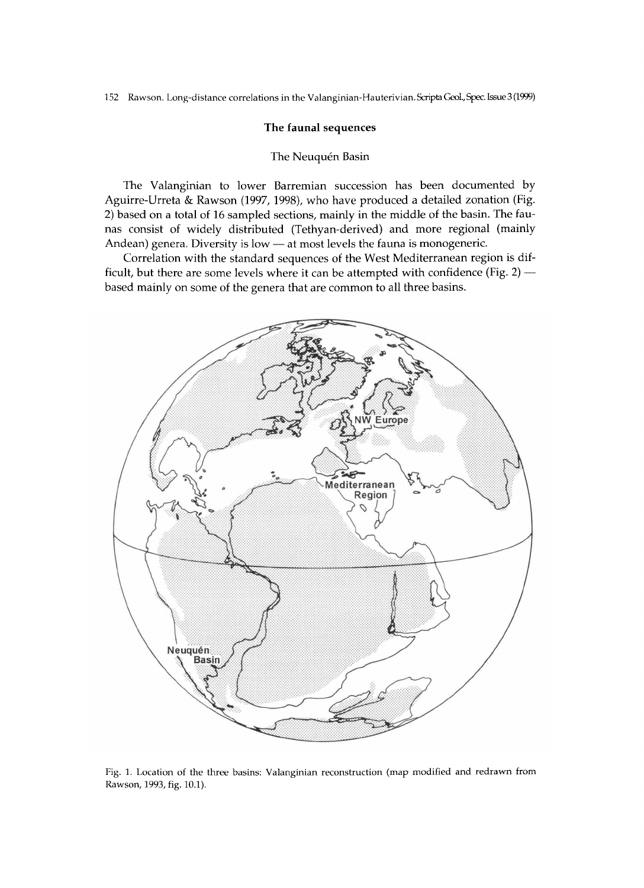## The faunal sequences

### The Neuquén Basin

The Valanginian to lower Barremian succession has been documented by Aguirre-Urreta & Rawson (1997, 1998), who have produced a detailed zonation (Fig. 2) based on a total of 16 sampled sections, mainly in the middle of the basin. The faunas consist of widely distributed (Tethyan-derived) and more regional (mainly Andean) genera. Diversity is low — at most levels the fauna is monogeneric.

Correlation with the standard sequences of the West Mediterranean region is difficult, but there are some levels where it can be attempted with confidence (Fig. 2) — based mainly on some of the genera that are common to all three basins.

Fig. 1. Location of the three basins: Valanginian reconstruction (map modified and redrawn from Rawson, 1993, fig. 10.1).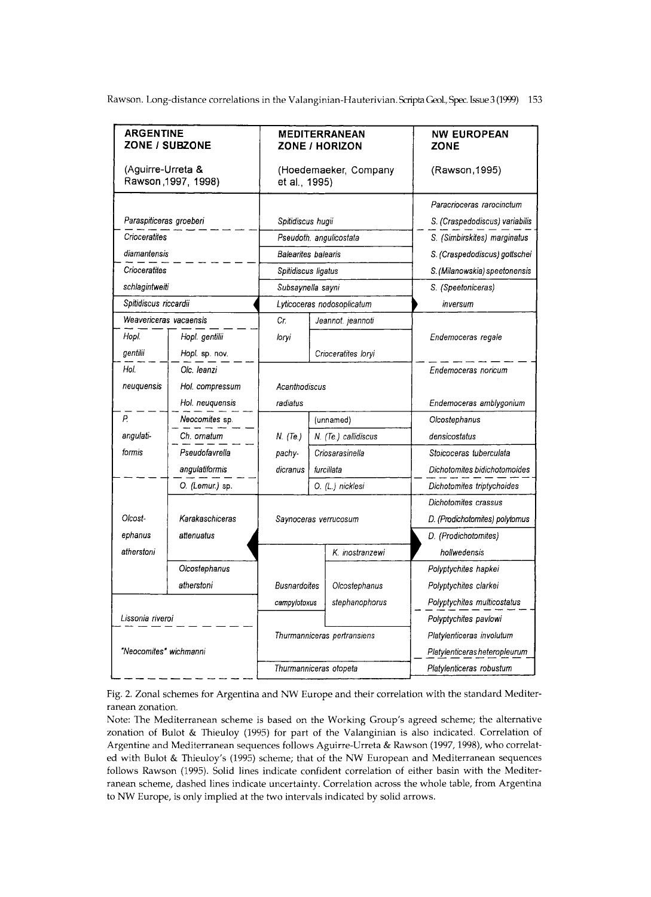| ARGENTINE ZONE / SUBZONE (Aguirre-Urreta & Rawson,1997, 1998) | | MEDITERRANEAN ZONE / HORIZON (Hoedemaeker, Company et al., 1995) | | NW EUROPEAN ZONE (Rawson,1995) |
|---|---|---|---|---|
| | | | | *Paracrioceras rarocinctum* |
| *Paraspiticeras groeberi* | | *Spitidiscus hugii* | | *S. (Craspedodiscus) variabilis* |
| *Crioceratites diamantensis* | | *Pseudoth. angulicostata* | | *S. (Simbirskites) marginatus* |
| | | *Balearites balearis* | | *S. (Craspedodiscus) gottschei* |
| *Crioceratites schlagintweiti* | | *Spitidiscus ligatus* | | *S. (Milanowskia) speetonensis* |
| | | *Subsaynella sayni* | | *S. (Speetoniceras) inversum* |
| *Spitidiscus riccardii* | | *Lyticoceras nodosoplicatum* | | |
| *Weavericeras vacaensis* | | *Cr. loryi* | *Jeannot. jeannoti* | *Endemoceras regale* |
| *Hopl. gentilii* | *Hopl. gentilii* | | *Crioceratites loryi* | |
| | *Hopl.* sp. nov. | | | |
| *Hol. neuquensis* | *Olc. leanzi* | *Acanthodiscus radiatus* | | *Endemoceras noricum* |
| | *Hol. compressum* | | | |
| | *Hol. neuquensis* | | | *Endemoceras amblygonium* |
| *P. angulatiformis* | *Neocomites* sp. | *N. (Te.) pachydicranus* | (unnamed) | *Olcostephanus densicostatus* |
| | *Ch. ornatum* | | *N. (Te.) callidiscus* | |
| | *Pseudofavrella angulatiformis* | | *Criosarasinella furcillata* | *Stoicoceras tuberculata* |
| | | | | *Dichotomites bidichotomoides* |
| *Olcostephanus atherstoni* | *O. (Lemur.)* sp. | | *O. (L.) nicklesi* | *Dichotomites triptychoides* |
| | *Karakaschiceras attenuatus* | *Saynoceras verrucosum* | | *Dichotomites crassus* |
| | | | | *D. (Prodichotomites) polytomus* |
| | | | *K. inostranzewi* | *D. (Prodichotomites) hollwedensis* |
| | *Olcostephanus atherstoni* | *Busnardoites campylotoxus* | *Olcostephanus stephanophorus* | *Polyptychites hapkei* |
| | | | | *Polyptychites clarkei* |
| | | | | *Polyptychites multicostatus* |
| *Lissonia riveroi* | | | | *Polyptychites pavlowi* |
| *"Neocomites" wichmanni* | | *Thurmanniceras pertransiens* | | *Platylenticeras involutum* |
| | | | | *Platylenticeras heteropleurum* |
| | | *Thurmanniceras otopeta* | | *Platylenticeras robustum* |

Fig. 2. Zonal schemes for Argentina and NW Europe and their correlation with the standard Mediterranean zonation.

Note: The Mediterranean scheme is based on the Working Group's agreed scheme; the alternative zonation of Bulot & Thieuloy (1995) for part of the Valanginian is also indicated. Correlation of Argentine and Mediterranean sequences follows Aguirre-Urreta & Rawson (1997, 1998), who correlated with Bulot & Thieuloy's (1995) scheme; that of the NW European and Mediterranean sequences follows Rawson (1995). Solid lines indicate confident correlation of either basin with the Mediterranean scheme, dashed lines indicate uncertainty. Correlation across the whole table, from Argentina to NW Europe, is only implied at the two intervals indicated by solid arrows.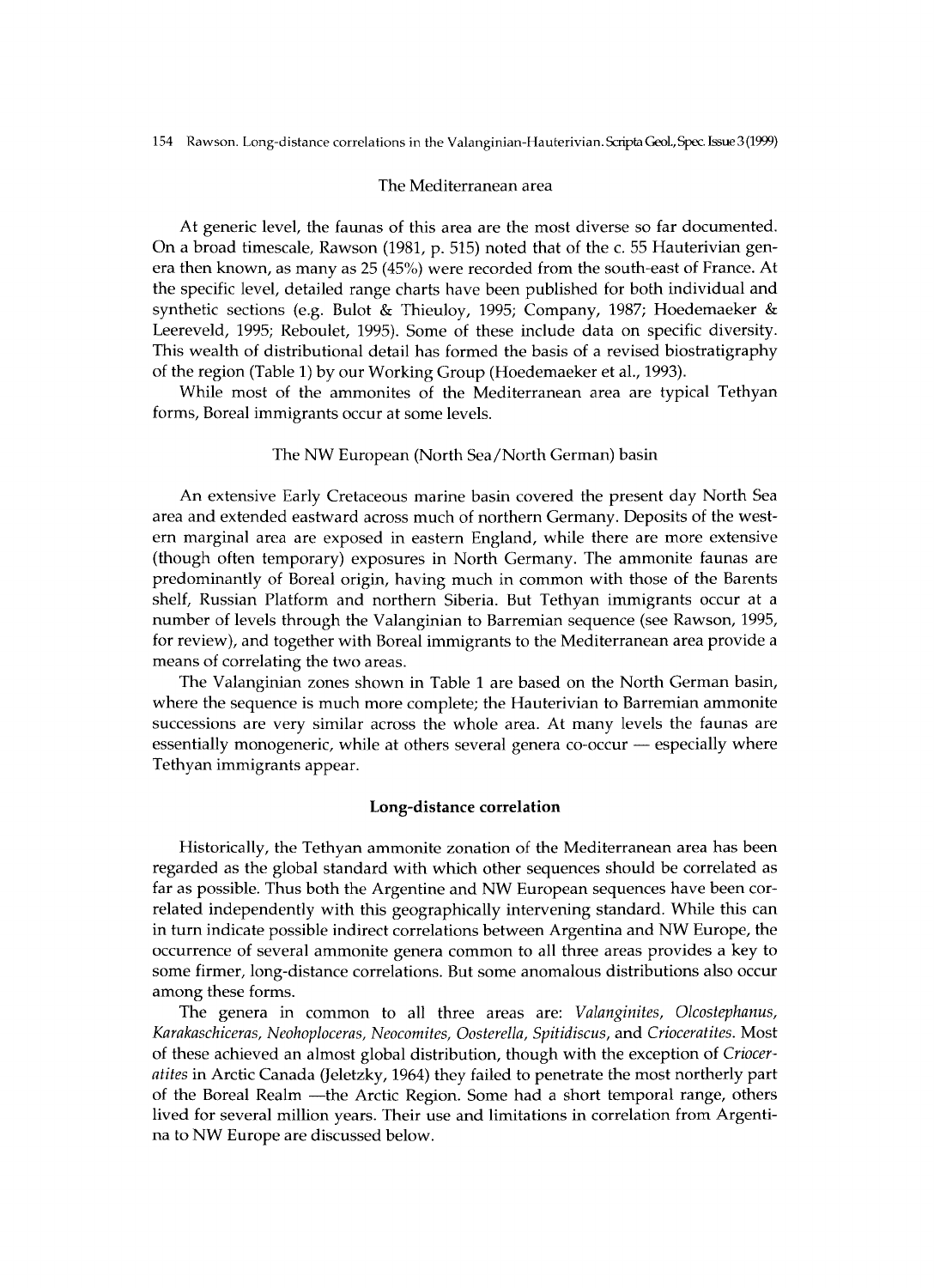### The Mediterranean area

At generic level, the faunas of this area are the most diverse so far documented. On a broad timescale, Rawson (1981, p. 515) noted that of the c. 55 Hauterivian genera then known, as many as 25 (45%) were recorded from the south-east of France. At the specific level, detailed range charts have been published for both individual and synthetic sections (e.g. Bulot & Thieuloy, 1995; Company, 1987; Hoedemaeker & Leereveld, 1995; Reboulet, 1995). Some of these include data on specific diversity. This wealth of distributional detail has formed the basis of a revised biostratigraphy of the region (Table 1) by our Working Group (Hoedemaeker et al., 1993).

While most of the ammonites of the Mediterranean area are typical Tethyan forms, Boreal immigrants occur at some levels.

### The NW European (North Sea/North German) basin

An extensive Early Cretaceous marine basin covered the present day North Sea area and extended eastward across much of northern Germany. Deposits of the western marginal area are exposed in eastern England, while there are more extensive (though often temporary) exposures in North Germany. The ammonite faunas are predominantly of Boreal origin, having much in common with those of the Barents shelf, Russian Platform and northern Siberia. But Tethyan immigrants occur at a number of levels through the Valanginian to Barremian sequence (see Rawson, 1995, for review), and together with Boreal immigrants to the Mediterranean area provide a means of correlating the two areas.

The Valanginian zones shown in Table 1 are based on the North German basin, where the sequence is much more complete; the Hauterivian to Barremian ammonite successions are very similar across the whole area. At many levels the faunas are essentially monogeneric, while at others several genera co-occur — especially where Tethyan immigrants appear.

## Long-distance correlation

Historically, the Tethyan ammonite zonation of the Mediterranean area has been regarded as the global standard with which other sequences should be correlated as far as possible. Thus both the Argentine and NW European sequences have been correlated independently with this geographically intervening standard. While this can in turn indicate possible indirect correlations between Argentina and NW Europe, the occurrence of several ammonite genera common to all three areas provides a key to some firmer, long-distance correlations. But some anomalous distributions also occur among these forms.

The genera in common to all three areas are: *Valanginites*, *Olcostephanus*, *Karakaschiceras*, *Neohoploceras*, *Neocomites*, *Oosterella*, *Spitidiscus*, and *Crioceratites*. Most of these achieved an almost global distribution, though with the exception of *Crioceratites* in Arctic Canada (Jeletzky, 1964) they failed to penetrate the most northerly part of the Boreal Realm —the Arctic Region. Some had a short temporal range, others lived for several million years. Their use and limitations in correlation from Argentina to NW Europe are discussed below.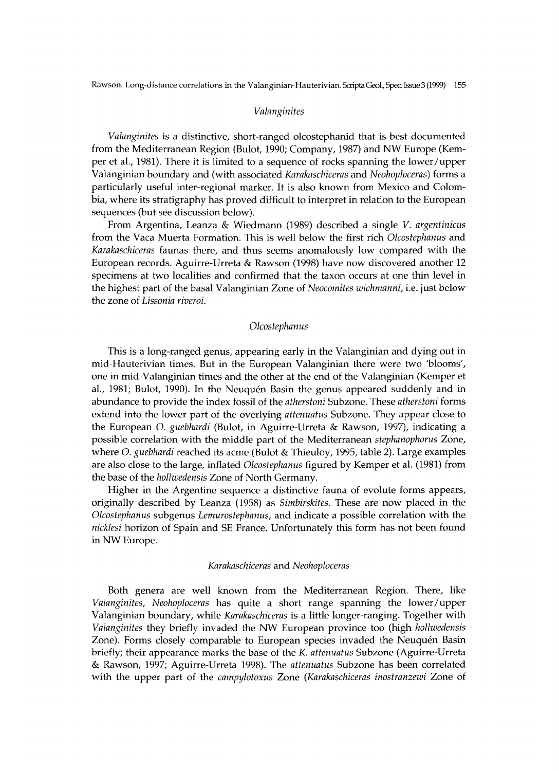### *Valanginites*

*Valanginites* is a distinctive, short-ranged olcostephanid that is best documented from the Mediterranean Region (Bulot, 1990; Company, 1987) and NW Europe (Kemper et al., 1981). There it is limited to a sequence of rocks spanning the lower/upper Valanginian boundary and (with associated *Karakaschiceras* and *Neohoploceras*) forms a particularly useful inter-regional marker. It is also known from Mexico and Colombia, where its stratigraphy has proved difficult to interpret in relation to the European sequences (but see discussion below).

From Argentina, Leanza & Wiedmann (1989) described a single *V. argentinicus* from the Vaca Muerta Formation. This is well below the first rich *Olcostephanus* and *Karakaschiceras* faunas there, and thus seems anomalously low compared with the European records. Aguirre-Urreta & Rawson (1998) have now discovered another 12 specimens at two localities and confirmed that the taxon occurs at one thin level in the highest part of the basal Valanginian Zone of *Neocomites wichmanni*, i.e. just below the zone of *Lissonia riveroi*.

### *Olcostephanus*

This is a long-ranged genus, appearing early in the Valanginian and dying out in mid-Hauterivian times. But in the European Valanginian there were two 'blooms', one in mid-Valanginian times and the other at the end of the Valanginian (Kemper et al., 1981; Bulot, 1990). In the Neuquén Basin the genus appeared suddenly and in abundance to provide the index fossil of the *atherstoni* Subzone. These *atherstoni* forms extend into the lower part of the overlying *attenuatus* Subzone. They appear close to the European *O. guebhardi* (Bulot, in Aguirre-Urreta & Rawson, 1997), indicating a possible correlation with the middle part of the Mediterranean *stephanophorus* Zone, where *O. guebhardi* reached its acme (Bulot & Thieuloy, 1995, table 2). Large examples are also close to the large, inflated *Olcostephanus* figured by Kemper et al. (1981) from the base of the *hollwedensis* Zone of North Germany.

Higher in the Argentine sequence a distinctive fauna of evolute forms appears, originally described by Leanza (1958) as *Simbirskites*. These are now placed in the *Olcostephanus* subgenus *Lemurostephanus*, and indicate a possible correlation with the *nicklesi* horizon of Spain and SE France. Unfortunately this form has not been found in NW Europe.

### *Karakaschiceras* and *Neohoploceras*

Both genera are well known from the Mediterranean Region. There, like *Valanginites*, *Neohoploceras* has quite a short range spanning the lower/upper Valanginian boundary, while *Karakaschiceras* is a little longer-ranging. Together with *Valanginites* they briefly invaded the NW European province too (high *hollwedensis* Zone). Forms closely comparable to European species invaded the Neuquén Basin briefly; their appearance marks the base of the *K. attenuatus* Subzone (Aguirre-Urreta & Rawson, 1997; Aguirre-Urreta 1998). The *attenuatus* Subzone has been correlated with the upper part of the *campylotoxus* Zone (*Karakaschiceras inostranzewi* Zone of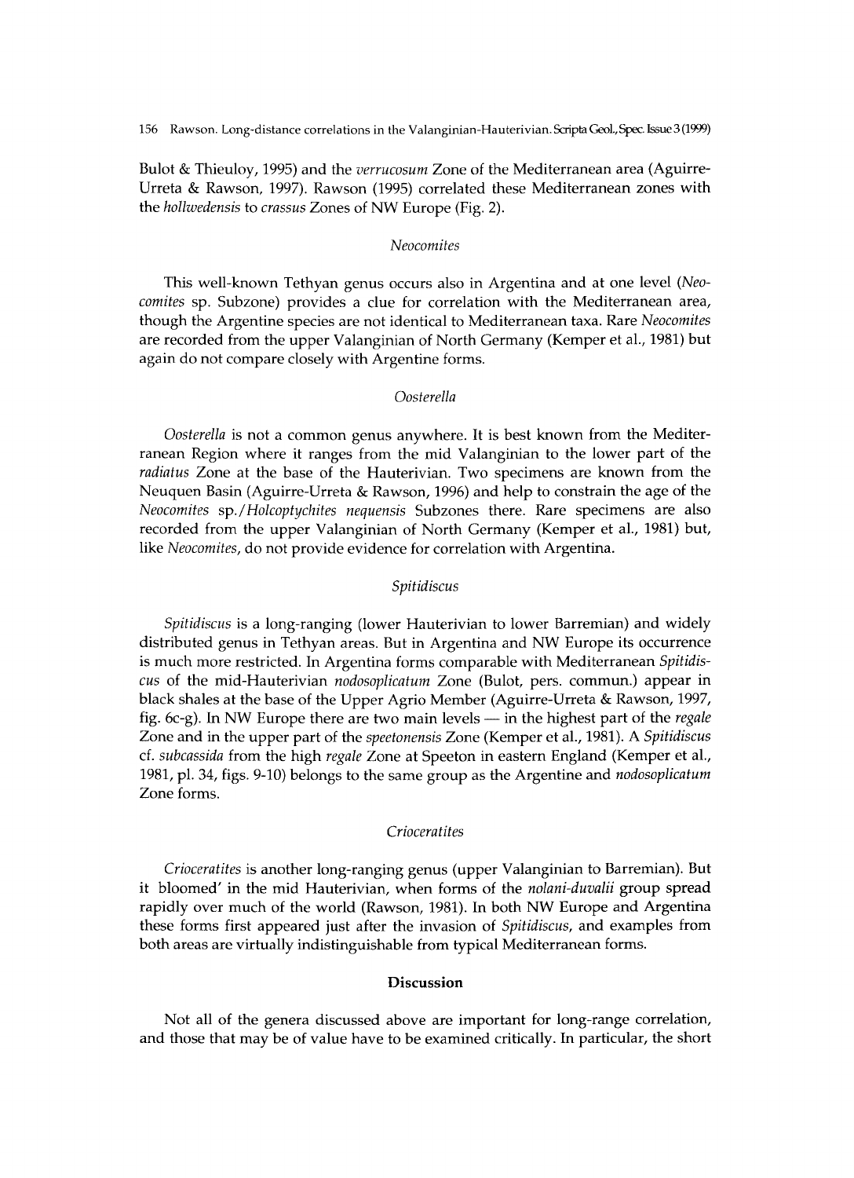Bulot & Thieuloy, 1995) and the *verrucosum* Zone of the Mediterranean area (Aguirre-Urreta & Rawson, 1997). Rawson (1995) correlated these Mediterranean zones with the *hollwedensis* to *crassus* Zones of NW Europe (Fig. 2).

### *Neocomites*

This well-known Tethyan genus occurs also in Argentina and at one level (*Neocomites* sp. Subzone) provides a clue for correlation with the Mediterranean area, though the Argentine species are not identical to Mediterranean taxa. Rare *Neocomites* are recorded from the upper Valanginian of North Germany (Kemper et al., 1981) but again do not compare closely with Argentine forms.

### *Oosterella*

*Oosterella* is not a common genus anywhere. It is best known from the Mediterranean Region where it ranges from the mid Valanginian to the lower part of the *radiatus* Zone at the base of the Hauterivian. Two specimens are known from the Neuquen Basin (Aguirre-Urreta & Rawson, 1996) and help to constrain the age of the *Neocomites* sp./*Holcoptychites nequensis* Subzones there. Rare specimens are also recorded from the upper Valanginian of North Germany (Kemper et al., 1981) but, like *Neocomites*, do not provide evidence for correlation with Argentina.

### *Spitidiscus*

*Spitidiscus* is a long-ranging (lower Hauterivian to lower Barremian) and widely distributed genus in Tethyan areas. But in Argentina and NW Europe its occurrence is much more restricted. In Argentina forms comparable with Mediterranean *Spitidiscus* of the mid-Hauterivian *nodosoplicatum* Zone (Bulot, pers. commun.) appear in black shales at the base of the Upper Agrio Member (Aguirre-Urreta & Rawson, 1997, fig. 6c-g). In NW Europe there are two main levels — in the highest part of the *regale* Zone and in the upper part of the *speetonensis* Zone (Kemper et al., 1981). A *Spitidiscus* cf. *subcassida* from the high *regale* Zone at Speeton in eastern England (Kemper et al., 1981, pl. 34, figs. 9-10) belongs to the same group as the Argentine and *nodosoplicatum* Zone forms.

### *Crioceratites*

*Crioceratites* is another long-ranging genus (upper Valanginian to Barremian). But it bloomed' in the mid Hauterivian, when forms of the *nolani-duvalii* group spread rapidly over much of the world (Rawson, 1981). In both NW Europe and Argentina these forms first appeared just after the invasion of *Spitidiscus*, and examples from both areas are virtually indistinguishable from typical Mediterranean forms.

## Discussion

Not all of the genera discussed above are important for long-range correlation, and those that may be of value have to be examined critically. In particular, the short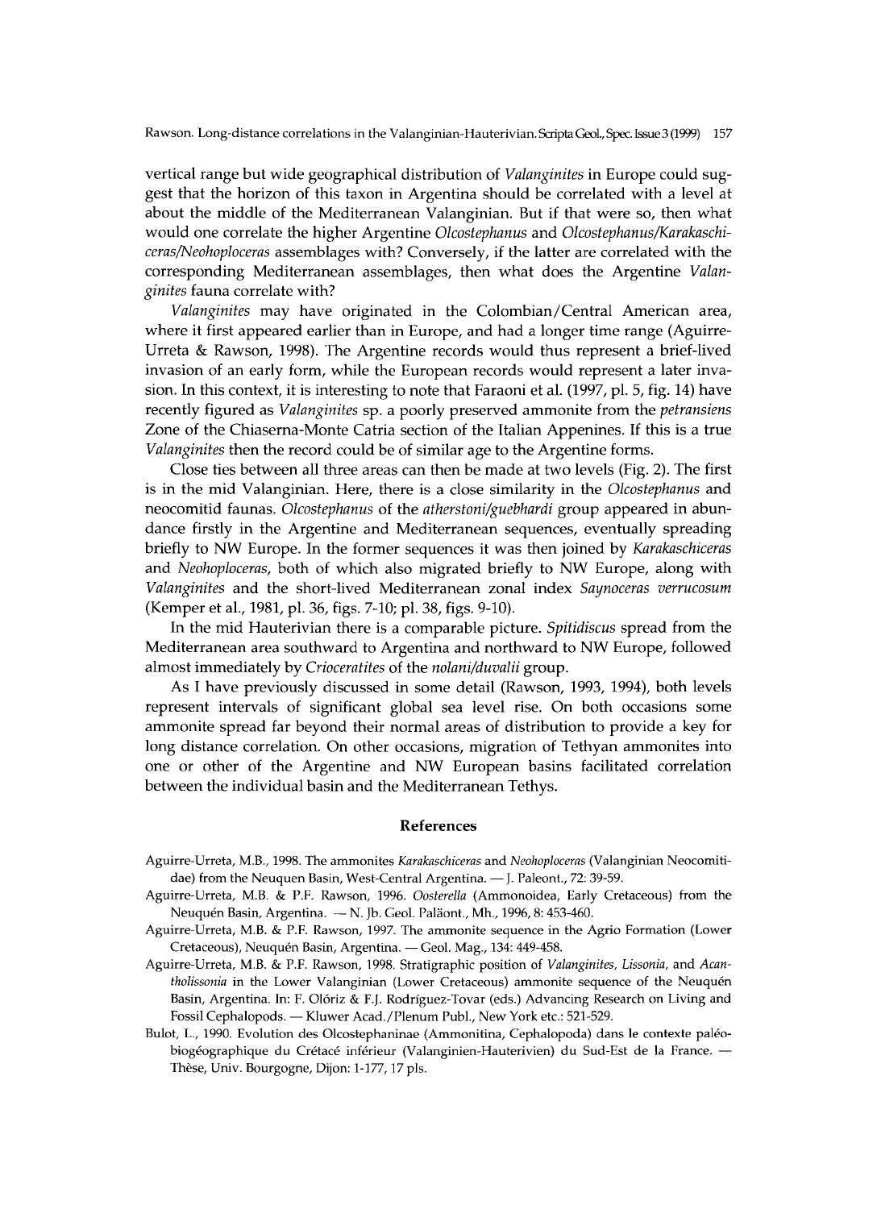vertical range but wide geographical distribution of *Valanginites* in Europe could suggest that the horizon of this taxon in Argentina should be correlated with a level at about the middle of the Mediterranean Valanginian. But if that were so, then what would one correlate the higher Argentine *Olcostephanus* and *Olcostephanus/Karakaschiceras/Neohoploceras* assemblages with? Conversely, if the latter are correlated with the corresponding Mediterranean assemblages, then what does the Argentine *Valanginites* fauna correlate with?

*Valanginites* may have originated in the Colombian/Central American area, where it first appeared earlier than in Europe, and had a longer time range (Aguirre-Urreta & Rawson, 1998). The Argentine records would thus represent a brief-lived invasion of an early form, while the European records would represent a later invasion. In this context, it is interesting to note that Faraoni et al. (1997, pl. 5, fig. 14) have recently figured as *Valanginites* sp. a poorly preserved ammonite from the *petransiens* Zone of the Chiaserna-Monte Catria section of the Italian Appenines. If this is a true *Valanginites* then the record could be of similar age to the Argentine forms.

Close ties between all three areas can then be made at two levels (Fig. 2). The first is in the mid Valanginian. Here, there is a close similarity in the *Olcostephanus* and neocomitid faunas. *Olcostephanus* of the *atherstoni/guebhardi* group appeared in abundance firstly in the Argentine and Mediterranean sequences, eventually spreading briefly to NW Europe. In the former sequences it was then joined by *Karakaschiceras* and *Neohoploceras*, both of which also migrated briefly to NW Europe, along with *Valanginites* and the short-lived Mediterranean zonal index *Saynoceras verrucosum* (Kemper et al., 1981, pl. 36, figs. 7-10; pl. 38, figs. 9-10).

In the mid Hauterivian there is a comparable picture. *Spitidiscus* spread from the Mediterranean area southward to Argentina and northward to NW Europe, followed almost immediately by *Crioceratites* of the *nolani/duvalii* group.

As I have previously discussed in some detail (Rawson, 1993, 1994), both levels represent intervals of significant global sea level rise. On both occasions some ammonite spread far beyond their normal areas of distribution to provide a key for long distance correlation. On other occasions, migration of Tethyan ammonites into one or other of the Argentine and NW European basins facilitated correlation between the individual basin and the Mediterranean Tethys.

## References

Aguirre-Urreta, M.B., 1998. The ammonites *Karakaschiceras* and *Neohoploceras* (Valanginian Neocomitidae) from the Neuquen Basin, West-Central Argentina. — J. Paleont., 72: 39-59.

Aguirre-Urreta, M.B. & P.F. Rawson, 1996. *Oosterella* (Ammonoidea, Early Cretaceous) from the Neuquén Basin, Argentina. — N. Jb. Geol. Paläont., Mh., 1996, 8: 453-460.

Aguirre-Urreta, M.B. & P.F. Rawson, 1997. The ammonite sequence in the Agrio Formation (Lower Cretaceous), Neuquén Basin, Argentina. — Geol. Mag., 134: 449-458.

Aguirre-Urreta, M.B. & P.F. Rawson, 1998. Stratigraphic position of *Valanginites*, *Lissonia*, and *Acantholissonia* in the Lower Valanginian (Lower Cretaceous) ammonite sequence of the Neuquén Basin, Argentina. In: F. Olóriz & F.J. Rodríguez-Tovar (eds.) Advancing Research on Living and Fossil Cephalopods. — Kluwer Acad./Plenum Publ., New York etc.: 521-529.

Bulot, L., 1990. Evolution des Olcostephaninae (Ammonitina, Cephalopoda) dans le contexte paléobiogéographique du Crétacé inférieur (Valanginien-Hauterivien) du Sud-Est de la France. — Thèse, Univ. Bourgogne, Dijon: 1-177, 17 pls.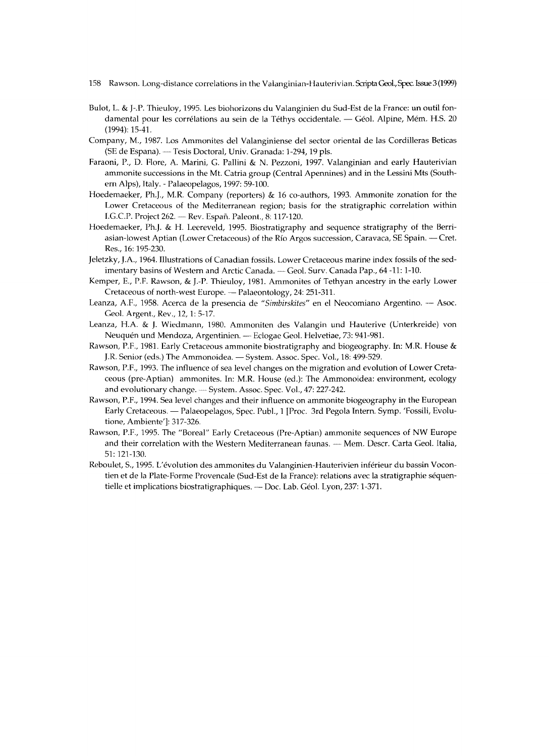Bulot, L. & J-.P. Thieuloy, 1995. Les biohorizons du Valanginien du Sud-Est de la France: un outil fondamental pour les corrélations au sein de la Téthys occidentale. — Géol. Alpine, Mém. H.S. 20 (1994): 15-41.

Company, M., 1987. Los Ammonites del Valanginiense del sector oriental de las Cordilleras Beticas (SE de Espana). — Tesis Doctoral, Univ. Granada: 1-294, 19 pls.

Faraoni, P., D. Flore, A. Marini, G. Pallini & N. Pezzoni, 1997. Valanginian and early Hauterivian ammonite successions in the Mt. Catria group (Central Apennines) and in the Lessini Mts (Southern Alps), Italy. - Palaeopelagos, 1997: 59-100.

Hoedemaeker, Ph.J., M.R. Company (reporters) & 16 co-authors, 1993. Ammonite zonation for the Lower Cretaceous of the Mediterranean region; basis for the stratigraphic correlation within I.G.C.P. Project 262. — Rev. Españ. Paleont., 8: 117-120.

Hoedemaeker, Ph.J. & H. Leereveld, 1995. Biostratigraphy and sequence stratigraphy of the Berriasian-lowest Aptian (Lower Cretaceous) of the Río Argos succession, Caravaca, SE Spain. — Cret. Res., 16: 195-230.

Jeletzky, J.A., 1964. Illustrations of Canadian fossils. Lower Cretaceous marine index fossils of the sedimentary basins of Western and Arctic Canada. — Geol. Surv. Canada Pap., 64 -11: 1-10.

Kemper, E., P.F. Rawson, & J.-P. Thieuloy, 1981. Ammonites of Tethyan ancestry in the early Lower Cretaceous of north-west Europe. — Palaeontology, 24: 251-311.

Leanza, A.F., 1958. Acerca de la presencia de "*Simbirskites*" en el Neocomiano Argentino. — Asoc. Geol. Argent., Rev., 12, 1: 5-17.

Leanza, H.A. & J. Wiedmann, 1980. Ammoniten des Valangin und Hauterive (Unterkreide) von Neuquén und Mendoza, Argentinien. — Eclogae Geol. Helvetiae, 73: 941-981.

Rawson, P.F., 1981. Early Cretaceous ammonite biostratigraphy and biogeography. In: M.R. House & J.R. Senior (eds.) The Ammonoidea. — System. Assoc. Spec. Vol., 18: 499-529.

Rawson, P.F., 1993. The influence of sea level changes on the migration and evolution of Lower Cretaceous (pre-Aptian) ammonites. In: M.R. House (ed.): The Ammonoidea: environment, ecology and evolutionary change. — System. Assoc. Spec. Vol., 47: 227-242.

Rawson, P.F., 1994. Sea level changes and their influence on ammonite biogeography in the European Early Cretaceous. — Palaeopelagos, Spec. Publ., 1 [Proc. 3rd Pegola Intern. Symp. 'Fossili, Evolutione, Ambiente']: 317-326.

Rawson, P.F., 1995. The "Boreal" Early Cretaceous (Pre-Aptian) ammonite sequences of NW Europe and their correlation with the Western Mediterranean faunas. — Mem. Descr. Carta Geol. Italia, 51: 121-130.

Reboulet, S., 1995. L'évolution des ammonites du Valanginien-Hauterivien inférieur du bassin Vocontien et de la Plate-Forme Provencale (Sud-Est de la France): relations avec la stratigraphie séquentielle et implications biostratigraphiques. — Doc. Lab. Géol. Lyon, 237: 1-371.